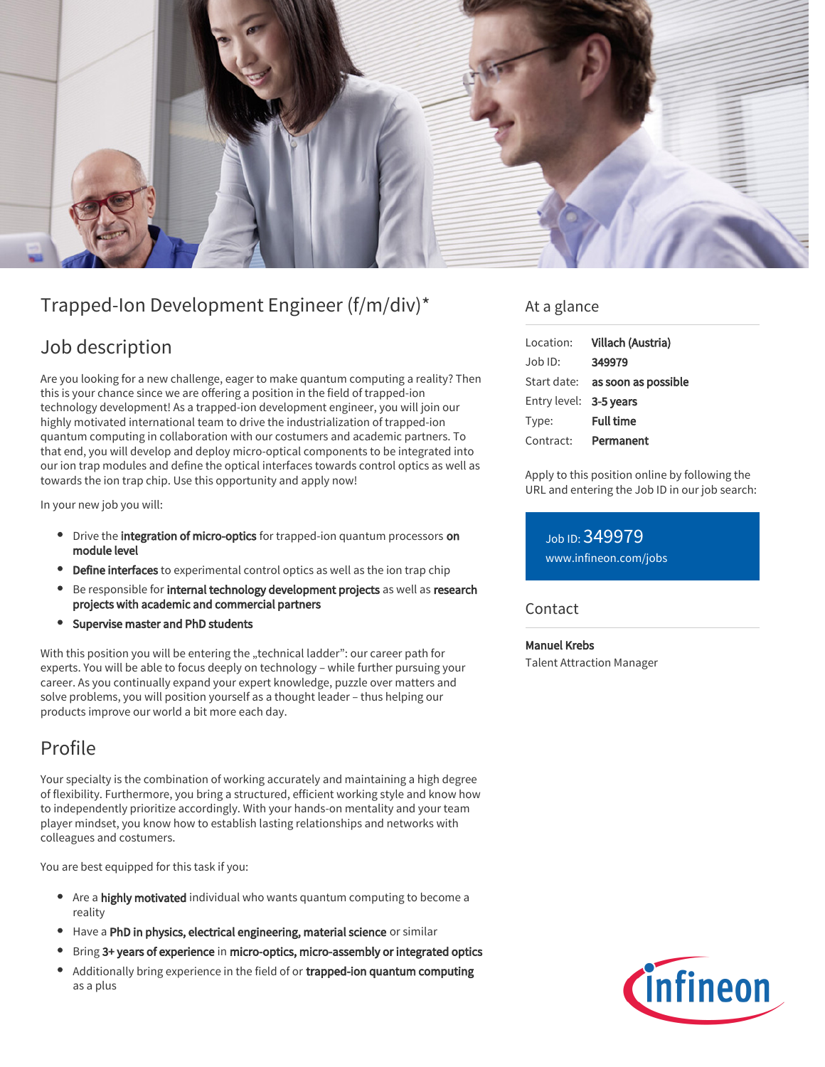# Trapped-Ion Development Engineer (f/m/div)*

## Job description

Are you looking for a new challenge, eager to make quantum computing a reality? Then this is your chance since we are offering a position in the field of trapped-ion technology development! As a trapped-ion development engineer, you will join our highly motivated international team to drive the industrialization of trapped-ion quantum computing in collaboration with our costumers and academic partners. To that end, you will develop and deploy micro-optical components to be integrated into our ion trap modules and define the optical interfaces towards control optics as well as towards the ion trap chip. Use this opportunity and apply now!

In your new job you will:

- Drive the **integration of micro-optics** for trapped-ion quantum processors **on module level**
- **Define interfaces** to experimental control optics as well as the ion trap chip
- Be responsible for **internal technology development projects** as well as **research projects with academic and commercial partners**
- **Supervise master and PhD students**

With this position you will be entering the „technical ladder": our career path for experts. You will be able to focus deeply on technology – while further pursuing your career. As you continually expand your expert knowledge, puzzle over matters and solve problems, you will position yourself as a thought leader – thus helping our products improve our world a bit more each day.

## Profile

Your specialty is the combination of working accurately and maintaining a high degree of flexibility. Furthermore, you bring a structured, efficient working style and know how to independently prioritize accordingly. With your hands-on mentality and your team player mindset, you know how to establish lasting relationships and networks with colleagues and costumers.

You are best equipped for this task if you:

- Are a **highly motivated** individual who wants quantum computing to become a reality
- Have a **PhD in physics, electrical engineering, material science** or similar
- Bring **3+ years of experience** in **micro-optics, micro-assembly or integrated optics**
- Additionally bring experience in the field of or **trapped-ion quantum computing** as a plus

## At a glance

| | |
|---|---|
| Location: | **Villach (Austria)** |
| Job ID: | **349979** |
| Start date: | **as soon as possible** |
| Entry level: | **3-5 years** |
| Type: | **Full time** |
| Contract: | **Permanent** |

Apply to this position online by following the URL and entering the Job ID in our job search:

Job ID: 349979
www.infineon.com/jobs

## Contact

**Manuel Krebs**
Talent Attraction Manager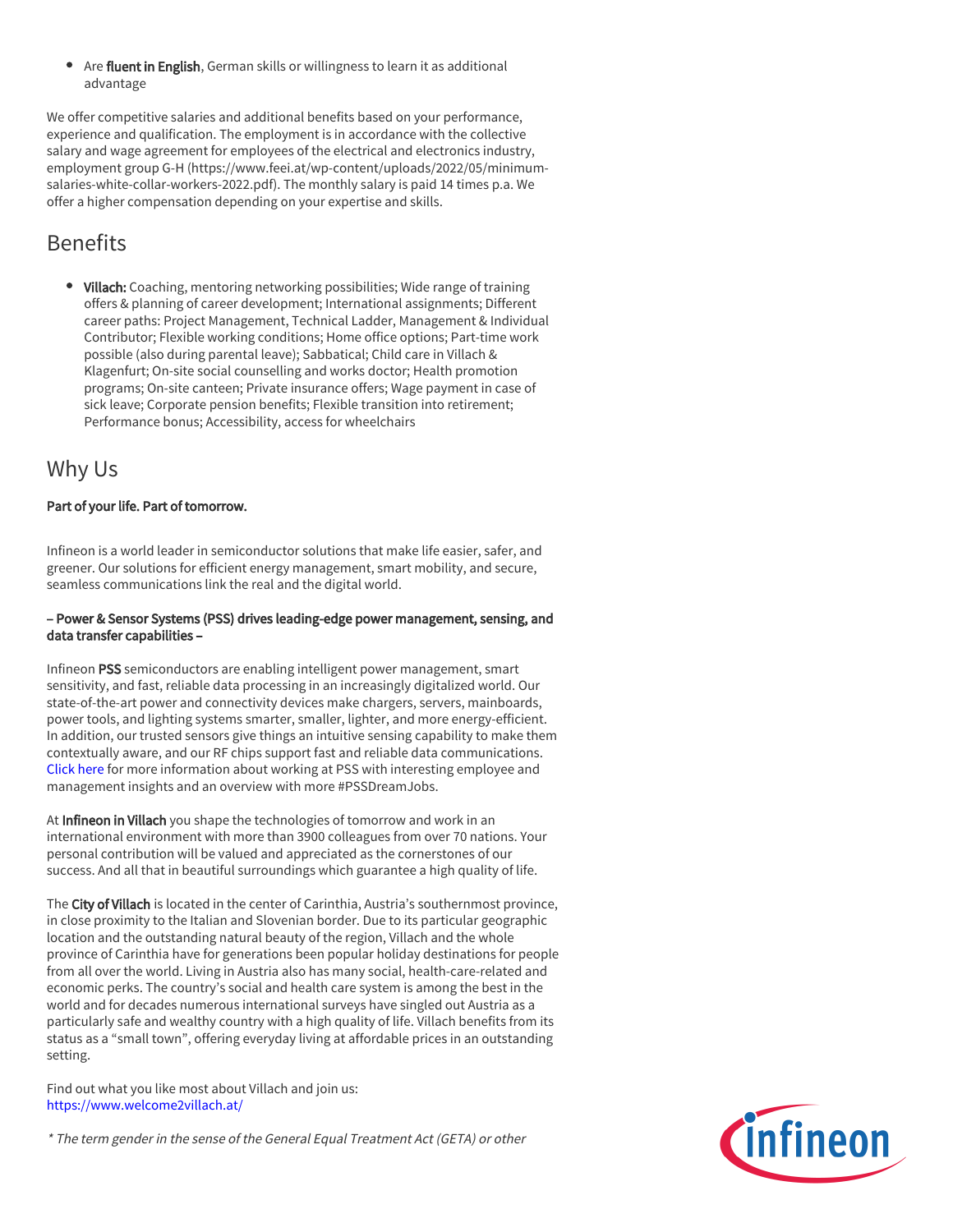- Are **fluent in English**, German skills or willingness to learn it as additional advantage

We offer competitive salaries and additional benefits based on your performance, experience and qualification. The employment is in accordance with the collective salary and wage agreement for employees of the electrical and electronics industry, employment group G-H (https://www.feei.at/wp-content/uploads/2022/05/minimum-salaries-white-collar-workers-2022.pdf). The monthly salary is paid 14 times p.a. We offer a higher compensation depending on your expertise and skills.

## Benefits

- **Villach:** Coaching, mentoring networking possibilities; Wide range of training offers & planning of career development; International assignments; Different career paths: Project Management, Technical Ladder, Management & Individual Contributor; Flexible working conditions; Home office options; Part-time work possible (also during parental leave); Sabbatical; Child care in Villach & Klagenfurt; On-site social counselling and works doctor; Health promotion programs; On-site canteen; Private insurance offers; Wage payment in case of sick leave; Corporate pension benefits; Flexible transition into retirement; Performance bonus; Accessibility, access for wheelchairs

## Why Us

**Part of your life. Part of tomorrow.**

Infineon is a world leader in semiconductor solutions that make life easier, safer, and greener. Our solutions for efficient energy management, smart mobility, and secure, seamless communications link the real and the digital world.

**– Power & Sensor Systems (PSS) drives leading-edge power management, sensing, and data transfer capabilities –**

Infineon **PSS** semiconductors are enabling intelligent power management, smart sensitivity, and fast, reliable data processing in an increasingly digitalized world. Our state-of-the-art power and connectivity devices make chargers, servers, mainboards, power tools, and lighting systems smarter, smaller, lighter, and more energy-efficient. In addition, our trusted sensors give things an intuitive sensing capability to make them contextually aware, and our RF chips support fast and reliable data communications. Click here for more information about working at PSS with interesting employee and management insights and an overview with more #PSSDreamJobs.

At **Infineon in Villach** you shape the technologies of tomorrow and work in an international environment with more than 3900 colleagues from over 70 nations. Your personal contribution will be valued and appreciated as the cornerstones of our success. And all that in beautiful surroundings which guarantee a high quality of life.

The **City of Villach** is located in the center of Carinthia, Austria's southernmost province, in close proximity to the Italian and Slovenian border. Due to its particular geographic location and the outstanding natural beauty of the region, Villach and the whole province of Carinthia have for generations been popular holiday destinations for people from all over the world. Living in Austria also has many social, health-care-related and economic perks. The country's social and health care system is among the best in the world and for decades numerous international surveys have singled out Austria as a particularly safe and wealthy country with a high quality of life. Villach benefits from its status as a "small town", offering everyday living at affordable prices in an outstanding setting.

Find out what you like most about Villach and join us:
https://www.welcome2villach.at/

*\* The term gender in the sense of the General Equal Treatment Act (GETA) or other*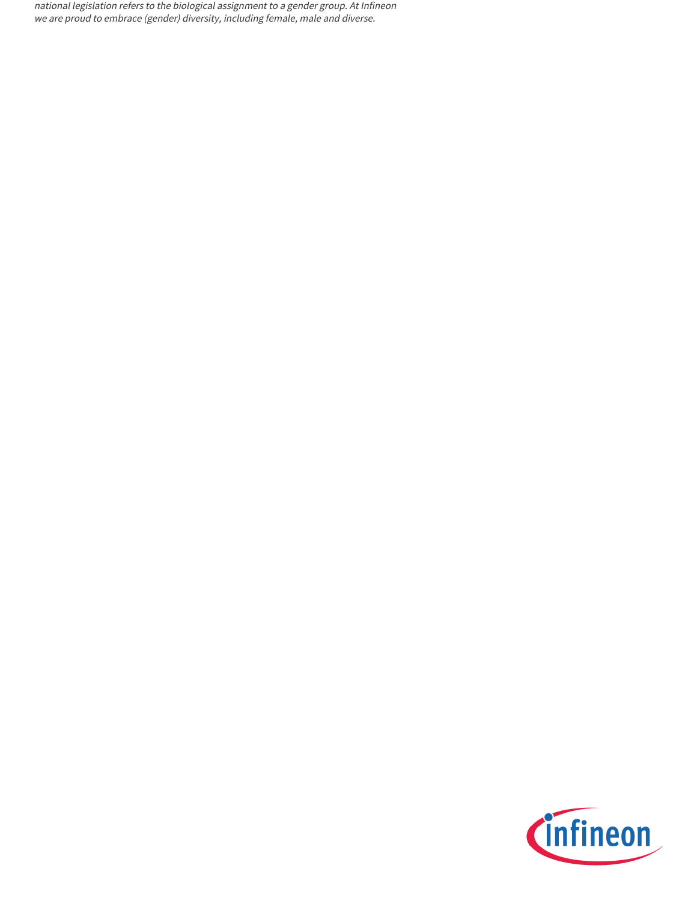*national legislation refers to the biological assignment to a gender group. At Infineon we are proud to embrace (gender) diversity, including female, male and diverse.*